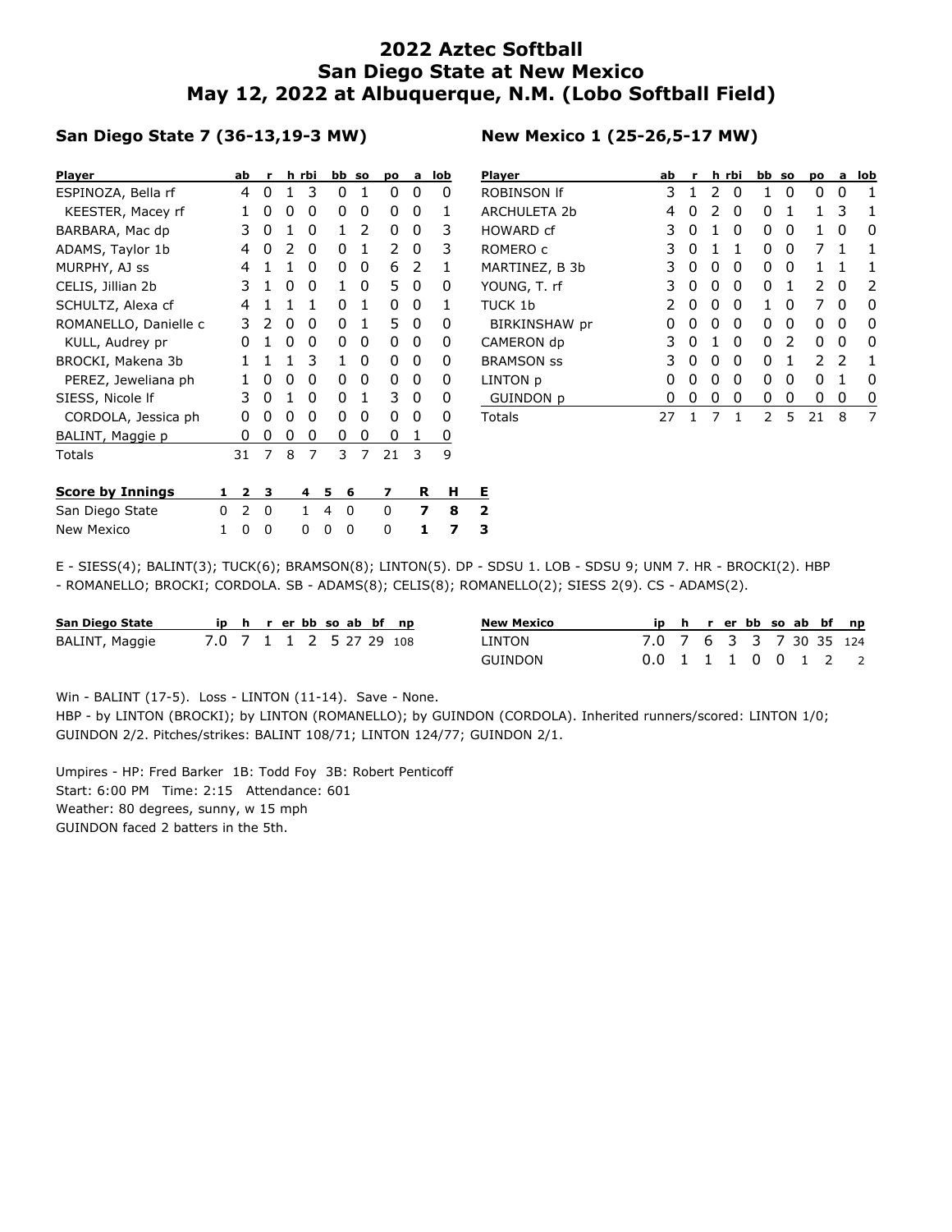# 2022 Aztec Softball
# San Diego State at New Mexico
# May 12, 2022 at Albuquerque, N.M. (Lobo Softball Field)

### San Diego State 7 (36-13,19-3 MW)

| Player | ab | r | h | rbi | bb | so | po | a | lob |
|---|---|---|---|---|---|---|---|---|---|
| ESPINOZA, Bella rf | 4 | 0 | 1 | 3 | 0 | 1 | 0 | 0 | 0 |
| KEESTER, Macey rf | 1 | 0 | 0 | 0 | 0 | 0 | 0 | 0 | 1 |
| BARBARA, Mac dp | 3 | 0 | 1 | 0 | 1 | 2 | 0 | 0 | 3 |
| ADAMS, Taylor 1b | 4 | 0 | 2 | 0 | 0 | 1 | 2 | 0 | 3 |
| MURPHY, AJ ss | 4 | 1 | 1 | 0 | 0 | 0 | 6 | 2 | 1 |
| CELIS, Jillian 2b | 3 | 1 | 0 | 0 | 1 | 0 | 5 | 0 | 0 |
| SCHULTZ, Alexa cf | 4 | 1 | 1 | 1 | 0 | 1 | 0 | 0 | 1 |
| ROMANELLO, Danielle c | 3 | 2 | 0 | 0 | 0 | 1 | 5 | 0 | 0 |
| KULL, Audrey pr | 0 | 1 | 0 | 0 | 0 | 0 | 0 | 0 | 0 |
| BROCKI, Makena 3b | 1 | 1 | 1 | 3 | 1 | 0 | 0 | 0 | 0 |
| PEREZ, Jeweliana ph | 1 | 0 | 0 | 0 | 0 | 0 | 0 | 0 | 0 |
| SIESS, Nicole lf | 3 | 0 | 1 | 0 | 0 | 1 | 3 | 0 | 0 |
| CORDOLA, Jessica ph | 0 | 0 | 0 | 0 | 0 | 0 | 0 | 0 | 0 |
| BALINT, Maggie p | 0 | 0 | 0 | 0 | 0 | 0 | 0 | 1 | 0 |
| Totals | 31 | 7 | 8 | 7 | 3 | 7 | 21 | 3 | 9 |

### New Mexico 1 (25-26,5-17 MW)

| Player | ab | r | h | rbi | bb | so | po | a | lob |
|---|---|---|---|---|---|---|---|---|---|
| ROBINSON lf | 3 | 1 | 2 | 0 | 1 | 0 | 0 | 0 | 1 |
| ARCHULETA 2b | 4 | 0 | 2 | 0 | 0 | 1 | 1 | 3 | 1 |
| HOWARD cf | 3 | 0 | 1 | 0 | 0 | 0 | 1 | 0 | 0 |
| ROMERO c | 3 | 0 | 1 | 1 | 0 | 0 | 7 | 1 | 1 |
| MARTINEZ, B 3b | 3 | 0 | 0 | 0 | 0 | 0 | 1 | 1 | 1 |
| YOUNG, T. rf | 3 | 0 | 0 | 0 | 0 | 1 | 2 | 0 | 2 |
| TUCK 1b | 2 | 0 | 0 | 0 | 1 | 0 | 7 | 0 | 0 |
| BIRKINSHAW pr | 0 | 0 | 0 | 0 | 0 | 0 | 0 | 0 | 0 |
| CAMERON dp | 3 | 0 | 1 | 0 | 0 | 2 | 0 | 0 | 0 |
| BRAMSON ss | 3 | 0 | 0 | 0 | 0 | 1 | 2 | 2 | 1 |
| LINTON p | 0 | 0 | 0 | 0 | 0 | 0 | 0 | 1 | 0 |
| GUINDON p | 0 | 0 | 0 | 0 | 0 | 0 | 0 | 0 | 0 |
| Totals | 27 | 1 | 7 | 1 | 2 | 5 | 21 | 8 | 7 |

| Score by Innings | 1 | 2 | 3 | 4 | 5 | 6 | 7 | R | H | E |
|---|---|---|---|---|---|---|---|---|---|---|
| San Diego State | 0 | 2 | 0 | 1 | 4 | 0 | 0 | **7** | **8** | **2** |
| New Mexico | 1 | 0 | 0 | 0 | 0 | 0 | 0 | **1** | **7** | **3** |

E - SIESS(4); BALINT(3); TUCK(6); BRAMSON(8); LINTON(5). DP - SDSU 1. LOB - SDSU 9; UNM 7. HR - BROCKI(2). HBP - ROMANELLO; BROCKI; CORDOLA. SB - ADAMS(8); CELIS(8); ROMANELLO(2); SIESS 2(9). CS - ADAMS(2).

| San Diego State | ip | h | r | er | bb | so | ab | bf | np |
|---|---|---|---|---|---|---|---|---|---|
| BALINT, Maggie | 7.0 | 7 | 1 | 1 | 2 | 5 | 27 | 29 | 108 |

| New Mexico | ip | h | r | er | bb | so | ab | bf | np |
|---|---|---|---|---|---|---|---|---|---|
| LINTON | 7.0 | 7 | 6 | 3 | 3 | 7 | 30 | 35 | 124 |
| GUINDON | 0.0 | 1 | 1 | 1 | 0 | 0 | 1 | 2 | 2 |

Win - BALINT (17-5). Loss - LINTON (11-14). Save - None.
HBP - by LINTON (BROCKI); by LINTON (ROMANELLO); by GUINDON (CORDOLA). Inherited runners/scored: LINTON 1/0; GUINDON 2/2. Pitches/strikes: BALINT 108/71; LINTON 124/77; GUINDON 2/1.

Umpires - HP: Fred Barker 1B: Todd Foy 3B: Robert Penticoff
Start: 6:00 PM Time: 2:15 Attendance: 601
Weather: 80 degrees, sunny, w 15 mph
GUINDON faced 2 batters in the 5th.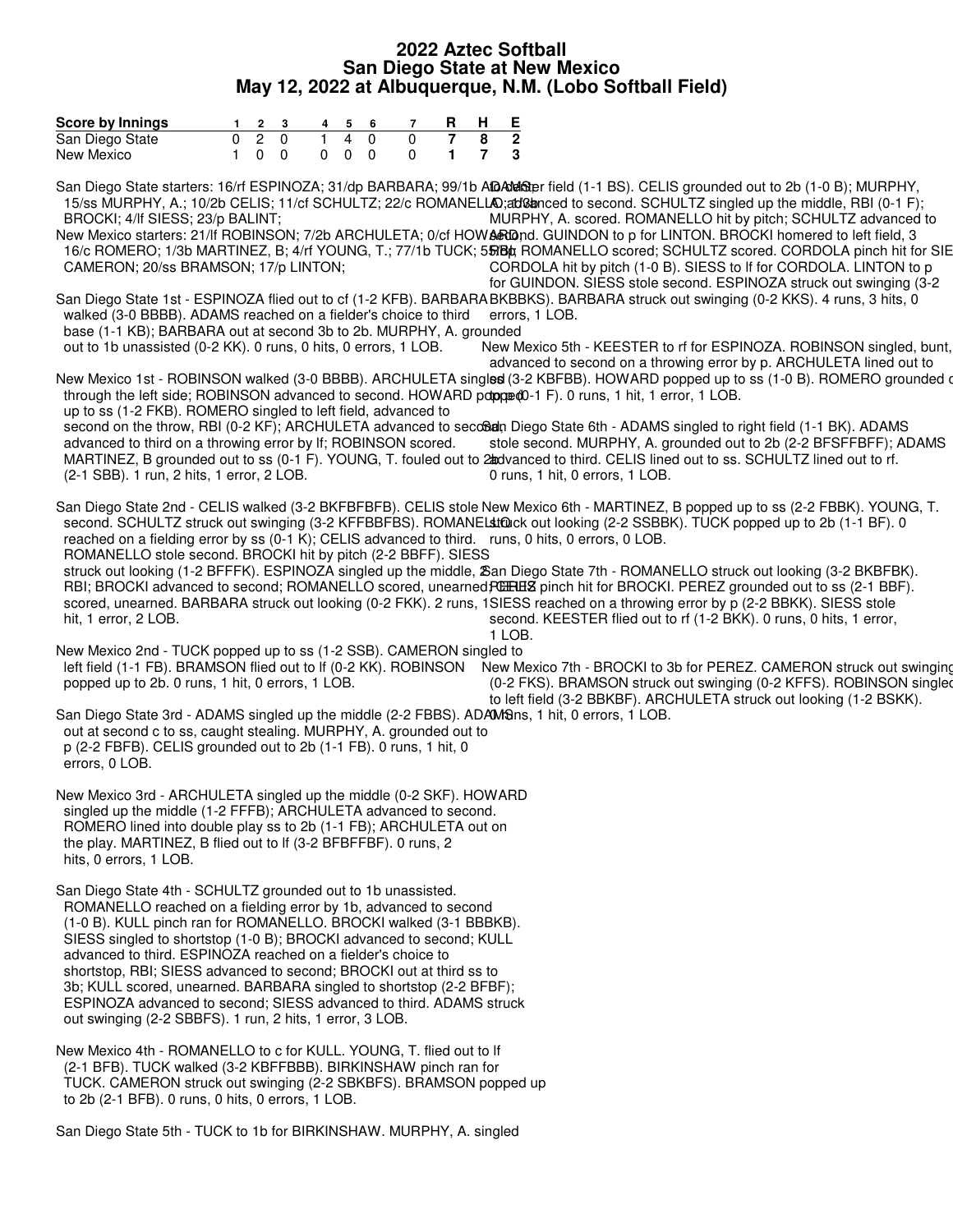# 2022 Aztec Softball
## San Diego State at New Mexico
### May 12, 2022 at Albuquerque, N.M. (Lobo Softball Field)

| Score by Innings | 1 | 2 | 3 | 4 | 5 | 6 | 7 | R | H | E |
|---|---|---|---|---|---|---|---|---|---|---|
| San Diego State | 0 | 2 | 0 | 1 | 4 | 0 | 0 | **7** | **8** | **2** |
| New Mexico | 1 | 0 | 0 | 0 | 0 | 0 | 0 | **1** | **7** | **3** |

San Diego State starters: 16/rf ESPINOZA; 31/dp BARBARA; 99/1b ADAMS; 15/ss MURPHY, A.; 10/2b CELIS; 11/cf SCHULTZ; 22/c ROMANELLO; 2/3b BROCKI; 4/lf SIESS; 23/p BALINT;

New Mexico starters: 21/lf ROBINSON; 7/2b ARCHULETA; 0/cf HOWARD; 16/c ROMERO; 1/3b MARTINEZ, B; 4/rf YOUNG, T.; 77/1b TUCK; 5/dp CAMERON; 20/ss BRAMSON; 17/p LINTON;

San Diego State 1st - ESPINOZA flied out to cf (1-2 KFB). BARBARA walked (3-0 BBBB). ADAMS reached on a fielder's choice to third base (1-1 KB); BARBARA out at second 3b to 2b. MURPHY, A. grounded out to 1b unassisted (0-2 KK). 0 runs, 0 hits, 0 errors, 1 LOB.

New Mexico 1st - ROBINSON walked (3-0 BBBB). ARCHULETA singled through the left side; ROBINSON advanced to second. HOWARD popped up to ss (1-2 FKB). ROMERO singled to left field, advanced to second on the throw, RBI (0-2 KF); ARCHULETA advanced to second, advanced to third on a throwing error by lf; ROBINSON scored. MARTINEZ, B grounded out to ss (0-1 F). YOUNG, T. fouled out to 2b (2-1 SBB). 1 run, 2 hits, 1 error, 2 LOB.

San Diego State 2nd - CELIS walked (3-2 BKFBFBFB). CELIS stole second. SCHULTZ struck out swinging (3-2 KFFBBFBS). ROMANELLO reached on a fielding error by ss (0-1 K); CELIS advanced to third. ROMANELLO stole second. BROCKI hit by pitch (2-2 BBFF). SIESS struck out looking (1-2 BFFFK). ESPINOZA singled up the middle, 2 RBI; BROCKI advanced to second; ROMANELLO scored, unearned; CELIS scored, unearned. BARBARA struck out looking (0-2 FKK). 2 runs, 1 hit, 1 error, 2 LOB.

New Mexico 2nd - TUCK popped up to ss (1-2 SSB). CAMERON singled to left field (1-1 FB). BRAMSON flied out to lf (0-2 KK). ROBINSON popped up to 2b. 0 runs, 1 hit, 0 errors, 1 LOB.

San Diego State 3rd - ADAMS singled up the middle (2-2 FBBS). ADAMS out at second c to ss, caught stealing. MURPHY, A. grounded out to p (2-2 FBFB). CELIS grounded out to 2b (1-1 FB). 0 runs, 1 hit, 0 errors, 0 LOB.

New Mexico 3rd - ARCHULETA singled up the middle (0-2 SKF). HOWARD singled up the middle (1-2 FFFB); ARCHULETA advanced to second. ROMERO lined into double play ss to 2b (1-1 FB); ARCHULETA out on the play. MARTINEZ, B flied out to lf (3-2 BFBFFBF). 0 runs, 2 hits, 0 errors, 1 LOB.

San Diego State 4th - SCHULTZ grounded out to 1b unassisted. ROMANELLO reached on a fielding error by 1b, advanced to second (1-0 B). KULL pinch ran for ROMANELLO. BROCKI walked (3-1 BBBKB). SIESS singled to shortstop (1-0 B); BROCKI advanced to second; KULL advanced to third. ESPINOZA reached on a fielder's choice to shortstop, RBI; SIESS advanced to second; BROCKI out at third ss to 3b; KULL scored, unearned. BARBARA singled to shortstop (2-2 BFBF); ESPINOZA advanced to second; SIESS advanced to third. ADAMS struck out swinging (2-2 SBBFS). 1 run, 2 hits, 1 error, 3 LOB.

New Mexico 4th - ROMANELLO to c for KULL. YOUNG, T. flied out to lf (2-1 BFB). TUCK walked (3-2 KBFFBBB). BIRKINSHAW pinch ran for TUCK. CAMERON struck out swinging (2-2 SBKBFS). BRAMSON popped up to 2b (2-1 BFB). 0 runs, 0 hits, 0 errors, 1 LOB.

San Diego State 5th - TUCK to 1b for BIRKINSHAW. MURPHY, A. singled to center field (1-1 BS). CELIS grounded out to 2b (1-0 B); MURPHY, A. advanced to second. SCHULTZ singled up the middle, RBI (0-1 F); MURPHY, A. scored. ROMANELLO hit by pitch; SCHULTZ advanced to second. GUINDON to p for LINTON. BROCKI homered to left field, 3 RBI; ROMANELLO scored; SCHULTZ scored. CORDOLA pinch hit for SIESS. CORDOLA hit by pitch (1-0 B). SIESS to lf for CORDOLA. LINTON to p for GUINDON. SIESS stole second. ESPINOZA struck out swinging (3-2 BKBBKS). BARBARA struck out swinging (0-2 KKS). 4 runs, 3 hits, 0 errors, 1 LOB.

New Mexico 5th - KEESTER to rf for ESPINOZA. ROBINSON singled, bunt, advanced to second on a throwing error by p. ARCHULETA lined out to ss (3-2 KBFBB). HOWARD popped up to ss (1-0 B). ROMERO grounded out to p (0-1 F). 0 runs, 1 hit, 1 error, 1 LOB.

San Diego State 6th - ADAMS singled to right field (1-1 BK). ADAMS stole second. MURPHY, A. grounded out to 2b (2-2 BFSFFBFF); ADAMS advanced to third. CELIS lined out to ss. SCHULTZ lined out to rf. 0 runs, 1 hit, 0 errors, 1 LOB.

New Mexico 6th - MARTINEZ, B popped up to ss (2-2 FBBK). YOUNG, T. struck out looking (2-2 SSBBK). TUCK popped up to 2b (1-1 BF). 0 runs, 0 hits, 0 errors, 0 LOB.

San Diego State 7th - ROMANELLO struck out looking (3-2 BKBFBK). PEREZ pinch hit for BROCKI. PEREZ grounded out to ss (2-1 BBF). SIESS reached on a throwing error by p (2-2 BBKK). SIESS stole second. KEESTER flied out to rf (1-2 BKK). 0 runs, 0 hits, 1 error, 1 LOB.

New Mexico 7th - BROCKI to 3b for PEREZ. CAMERON struck out swinging (0-2 FKS). BRAMSON struck out swinging (0-2 KFFS). ROBINSON singled to left field (3-2 BBKBF). ARCHULETA struck out looking (1-2 BSKK). 0 runs, 1 hit, 0 errors, 1 LOB.